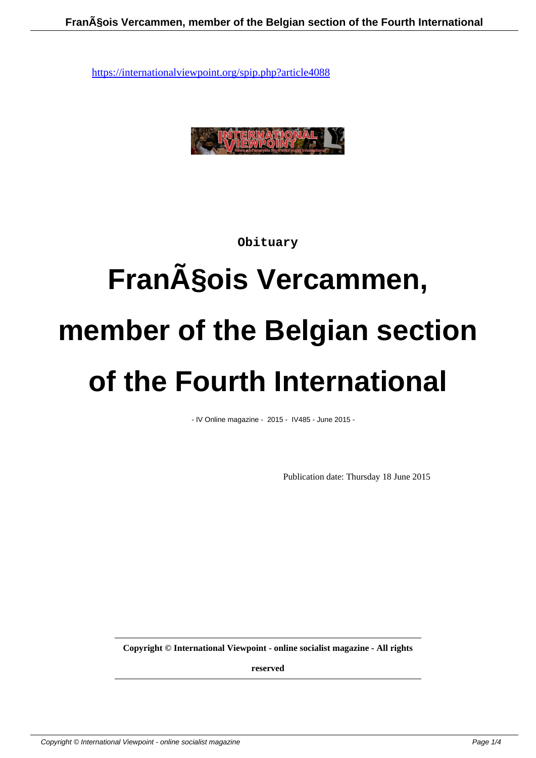https://internationalviewpoint.org/spip.php?article4088

Obituary

# FranÃ§ois Vercammen, member of the Belgian section of the Fourth International

- IV Online magazine - 2015 - IV485 - June 2015 -

Publication date: Thursday 18 June 2015

**Copyright © International Viewpoint - online socialist magazine - All rights reserved**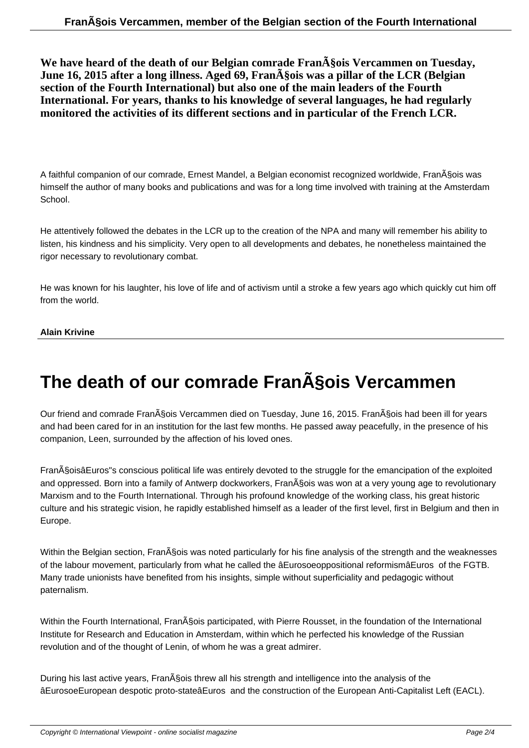**We have heard of the death of our Belgian comrade FranÃ§ois Vercammen on Tuesday, June 16, 2015 after a long illness. Aged 69, FranÃ§ois was a pillar of the LCR (Belgian section of the Fourth International) but also one of the main leaders of the Fourth International. For years, thanks to his knowledge of several languages, he had regularly monitored the activities of its different sections and in particular of the French LCR.**

A faithful companion of our comrade, Ernest Mandel, a Belgian economist recognized worldwide, FranÃ§ois was himself the author of many books and publications and was for a long time involved with training at the Amsterdam School.

He attentively followed the debates in the LCR up to the creation of the NPA and many will remember his ability to listen, his kindness and his simplicity. Very open to all developments and debates, he nonetheless maintained the rigor necessary to revolutionary combat.

He was known for his laughter, his love of life and of activism until a stroke a few years ago which quickly cut him off from the world.

**Alain Krivine**

# The death of our comrade FranÃ§ois Vercammen

Our friend and comrade FranÃ§ois Vercammen died on Tuesday, June 16, 2015. FranÃ§ois had been ill for years and had been cared for in an institution for the last few months. He passed away peacefully, in the presence of his companion, Leen, surrounded by the affection of his loved ones.

FranÃ§oisâEuros"s conscious political life was entirely devoted to the struggle for the emancipation of the exploited and oppressed. Born into a family of Antwerp dockworkers, FranÃ§ois was won at a very young age to revolutionary Marxism and to the Fourth International. Through his profound knowledge of the working class, his great historic culture and his strategic vision, he rapidly established himself as a leader of the first level, first in Belgium and then in Europe.

Within the Belgian section, FranÃ§ois was noted particularly for his fine analysis of the strength and the weaknesses of the labour movement, particularly from what he called the âEurosoeoppositional reformismâEuros of the FGTB. Many trade unionists have benefited from his insights, simple without superficiality and pedagogic without paternalism.

Within the Fourth International, FranÃ§ois participated, with Pierre Rousset, in the foundation of the International Institute for Research and Education in Amsterdam, within which he perfected his knowledge of the Russian revolution and of the thought of Lenin, of whom he was a great admirer.

During his last active years, FranÃ§ois threw all his strength and intelligence into the analysis of the âEurosoeEuropean despotic proto-stateâEuros and the construction of the European Anti-Capitalist Left (EACL).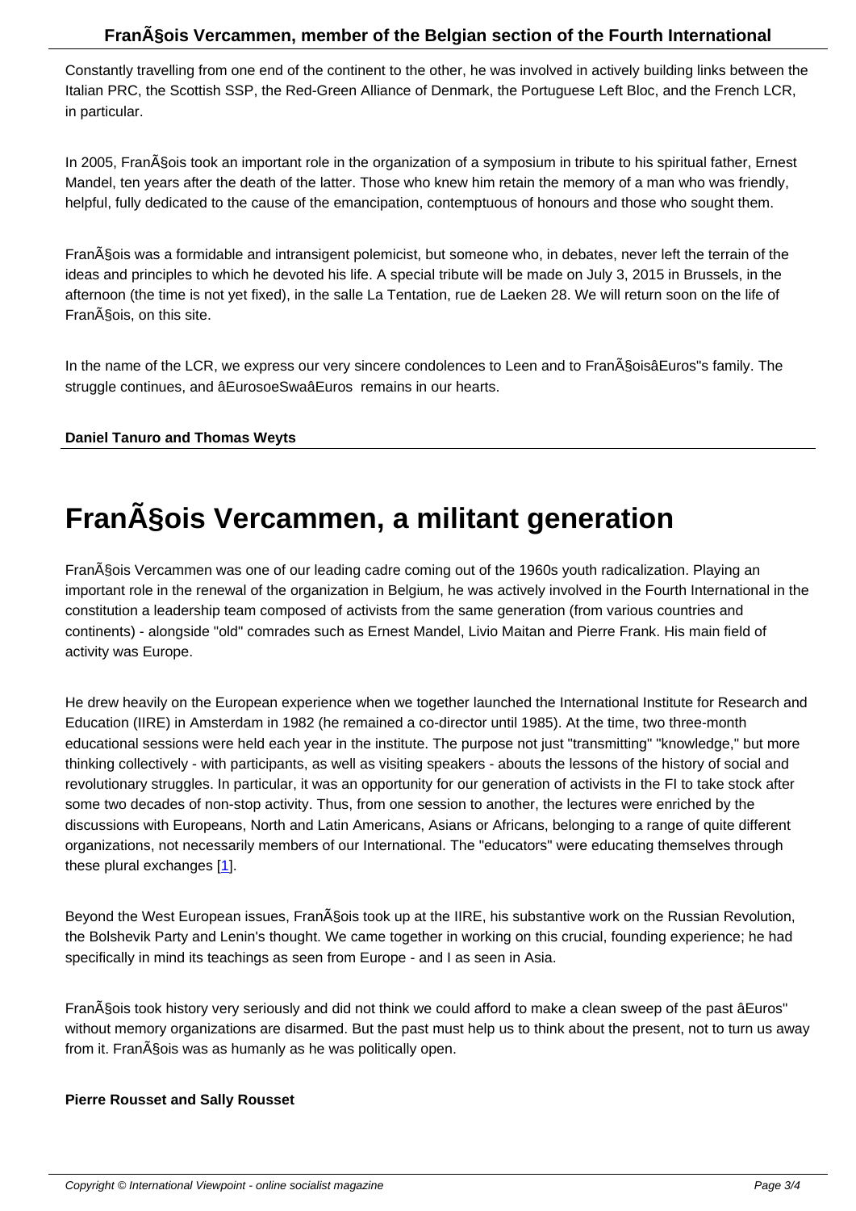Constantly travelling from one end of the continent to the other, he was involved in actively building links between the Italian PRC, the Scottish SSP, the Red-Green Alliance of Denmark, the Portuguese Left Bloc, and the French LCR, in particular.

In 2005, FranÃ§ois took an important role in the organization of a symposium in tribute to his spiritual father, Ernest Mandel, ten years after the death of the latter. Those who knew him retain the memory of a man who was friendly, helpful, fully dedicated to the cause of the emancipation, contemptuous of honours and those who sought them.

FranÃ§ois was a formidable and intransigent polemicist, but someone who, in debates, never left the terrain of the ideas and principles to which he devoted his life. A special tribute will be made on July 3, 2015 in Brussels, in the afternoon (the time is not yet fixed), in the salle La Tentation, rue de Laeken 28. We will return soon on the life of FranÃ§ois, on this site.

In the name of the LCR, we express our very sincere condolences to Leen and to FranÃ§oisâEuros"s family. The struggle continues, and âEurosoeSwaâEuros  remains in our hearts.

**Daniel Tanuro and Thomas Weyts**

# FranÃ§ois Vercammen, a militant generation

FranÃ§ois Vercammen was one of our leading cadre coming out of the 1960s youth radicalization. Playing an important role in the renewal of the organization in Belgium, he was actively involved in the Fourth International in the constitution a leadership team composed of activists from the same generation (from various countries and continents) - alongside "old" comrades such as Ernest Mandel, Livio Maitan and Pierre Frank. His main field of activity was Europe.

He drew heavily on the European experience when we together launched the International Institute for Research and Education (IIRE) in Amsterdam in 1982 (he remained a co-director until 1985). At the time, two three-month educational sessions were held each year in the institute. The purpose not just "transmitting" "knowledge," but more thinking collectively - with participants, as well as visiting speakers - abouts the lessons of the history of social and revolutionary struggles. In particular, it was an opportunity for our generation of activists in the FI to take stock after some two decades of non-stop activity. Thus, from one session to another, the lectures were enriched by the discussions with Europeans, North and Latin Americans, Asians or Africans, belonging to a range of quite different organizations, not necessarily members of our International. The "educators" were educating themselves through these plural exchanges [1].

Beyond the West European issues, FranÃ§ois took up at the IIRE, his substantive work on the Russian Revolution, the Bolshevik Party and Lenin's thought. We came together in working on this crucial, founding experience; he had specifically in mind its teachings as seen from Europe - and I as seen in Asia.

FranÃ§ois took history very seriously and did not think we could afford to make a clean sweep of the past âEuros" without memory organizations are disarmed. But the past must help us to think about the present, not to turn us away from it. FranÃ§ois was as humanly as he was politically open.

**Pierre Rousset and Sally Rousset**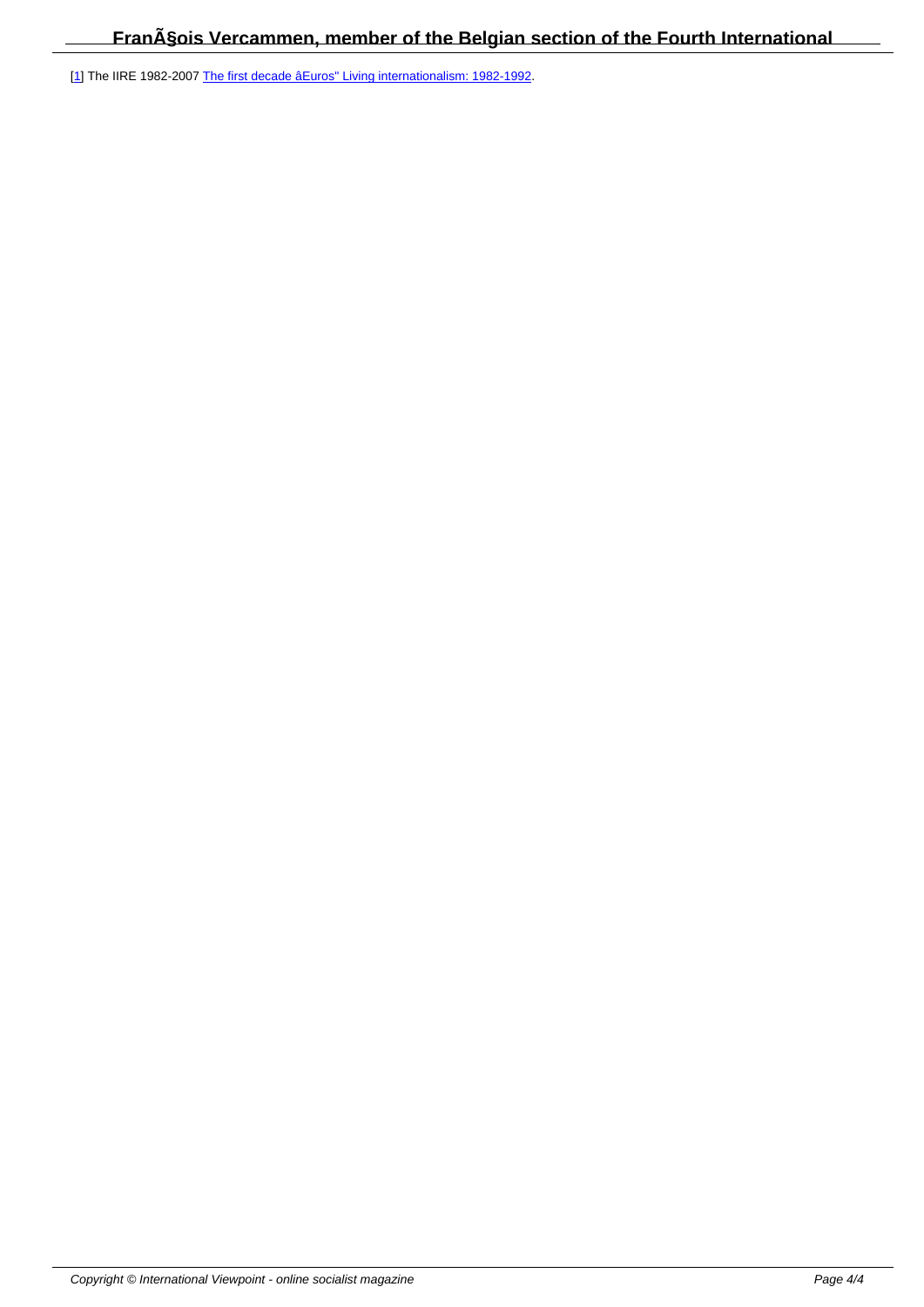[1] The IIRE 1982-2007 The first decade âEuros" Living internationalism: 1982-1992.